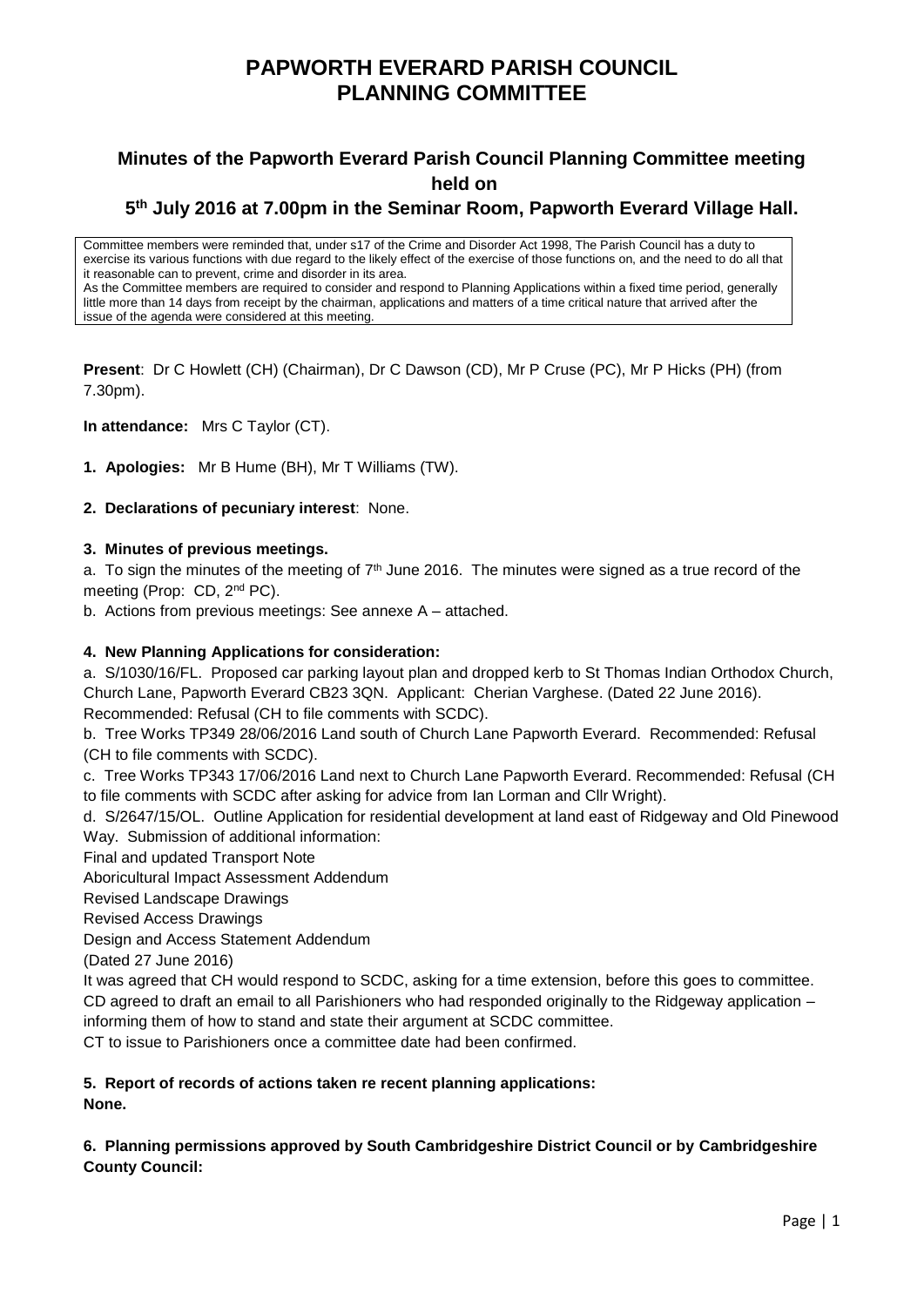# PAPWORTH EVERARD PARISH COUNCIL
# PLANNING COMMITTEE

## Minutes of the Papworth Everard Parish Council Planning Committee meeting held on

## 5th July 2016 at 7.00pm in the Seminar Room, Papworth Everard Village Hall.

Committee members were reminded that, under s17 of the Crime and Disorder Act 1998, The Parish Council has a duty to exercise its various functions with due regard to the likely effect of the exercise of those functions on, and the need to do all that it reasonable can to prevent, crime and disorder in its area.
As the Committee members are required to consider and respond to Planning Applications within a fixed time period, generally little more than 14 days from receipt by the chairman, applications and matters of a time critical nature that arrived after the issue of the agenda were considered at this meeting.

**Present**: Dr C Howlett (CH) (Chairman), Dr C Dawson (CD), Mr P Cruse (PC), Mr P Hicks (PH) (from 7.30pm).

**In attendance:** Mrs C Taylor (CT).

**1. Apologies:** Mr B Hume (BH), Mr T Williams (TW).

**2. Declarations of pecuniary interest**: None.

**3. Minutes of previous meetings.**

a. To sign the minutes of the meeting of 7th June 2016. The minutes were signed as a true record of the meeting (Prop: CD, 2nd PC).

b. Actions from previous meetings: See annexe A – attached.

**4. New Planning Applications for consideration:**

a. S/1030/16/FL. Proposed car parking layout plan and dropped kerb to St Thomas Indian Orthodox Church, Church Lane, Papworth Everard CB23 3QN. Applicant: Cherian Varghese. (Dated 22 June 2016). Recommended: Refusal (CH to file comments with SCDC).

b. Tree Works TP349 28/06/2016 Land south of Church Lane Papworth Everard. Recommended: Refusal (CH to file comments with SCDC).

c. Tree Works TP343 17/06/2016 Land next to Church Lane Papworth Everard. Recommended: Refusal (CH to file comments with SCDC after asking for advice from Ian Lorman and Cllr Wright).

d. S/2647/15/OL. Outline Application for residential development at land east of Ridgeway and Old Pinewood Way. Submission of additional information:

Final and updated Transport Note

Aboricultural Impact Assessment Addendum

Revised Landscape Drawings

Revised Access Drawings

Design and Access Statement Addendum

(Dated 27 June 2016)

It was agreed that CH would respond to SCDC, asking for a time extension, before this goes to committee. CD agreed to draft an email to all Parishioners who had responded originally to the Ridgeway application – informing them of how to stand and state their argument at SCDC committee.

CT to issue to Parishioners once a committee date had been confirmed.

**5. Report of records of actions taken re recent planning applications:**
**None.**

**6. Planning permissions approved by South Cambridgeshire District Council or by Cambridgeshire County Council:**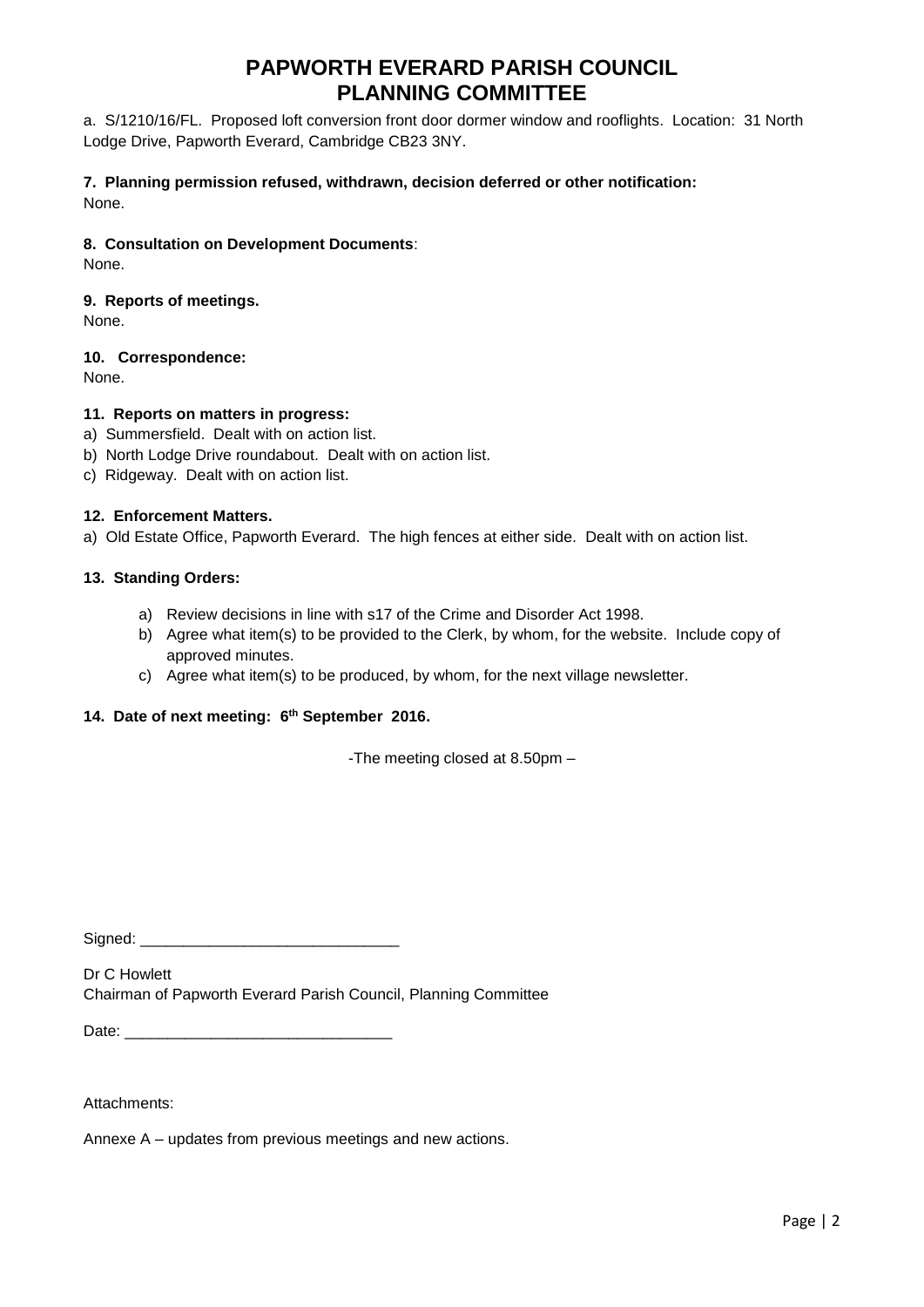# PAPWORTH EVERARD PARISH COUNCIL
# PLANNING COMMITTEE

a. S/1210/16/FL. Proposed loft conversion front door dormer window and rooflights. Location: 31 North Lodge Drive, Papworth Everard, Cambridge CB23 3NY.

**7. Planning permission refused, withdrawn, decision deferred or other notification:**
None.

**8. Consultation on Development Documents**:
None.

**9. Reports of meetings.**
None.

**10. Correspondence:**
None.

**11. Reports on matters in progress:**

a) Summersfield. Dealt with on action list.
b) North Lodge Drive roundabout. Dealt with on action list.
c) Ridgeway. Dealt with on action list.

**12. Enforcement Matters.**

a) Old Estate Office, Papworth Everard. The high fences at either side. Dealt with on action list.

**13. Standing Orders:**

a) Review decisions in line with s17 of the Crime and Disorder Act 1998.
b) Agree what item(s) to be provided to the Clerk, by whom, for the website. Include copy of approved minutes.
c) Agree what item(s) to be produced, by whom, for the next village newsletter.

**14. Date of next meeting: 6th September 2016.**

-The meeting closed at 8.50pm –

Signed: ______________________________

Dr C Howlett
Chairman of Papworth Everard Parish Council, Planning Committee

Date: _______________________________

Attachments:

Annexe A – updates from previous meetings and new actions.